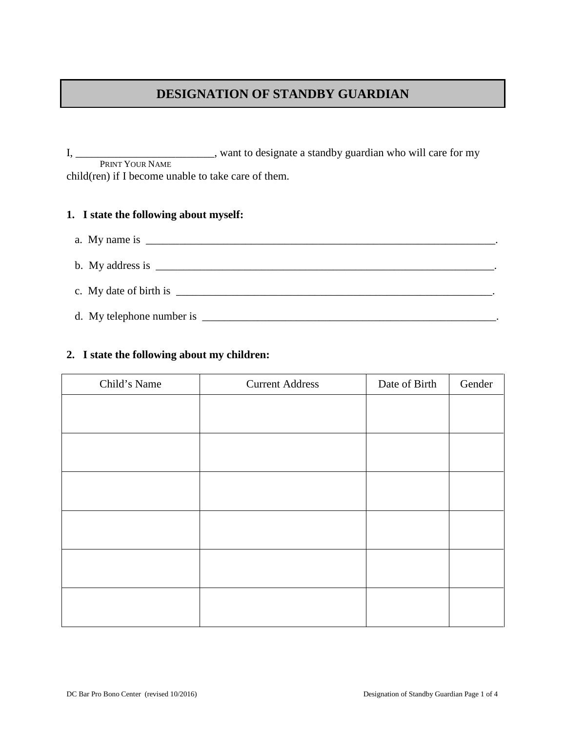# DESIGNATION OF STANDBY GUARDIAN

I, _________________________, want to designate a standby guardian who will care for my
PRINT YOUR NAME
child(ren) if I become unable to take care of them.

**1. I state the following about myself:**

a. My name is ___________________________________________________________________.

b. My address is _________________________________________________________________.

c. My date of birth is ______________________________________________________________.

d. My telephone number is ________________________________________________________.

**2. I state the following about my children:**

| Child's Name | Current Address | Date of Birth | Gender |
|---|---|---|---|
| | | | |
| | | | |
| | | | |
| | | | |
| | | | |
| | | | |

DC Bar Pro Bono Center (revised 10/2016)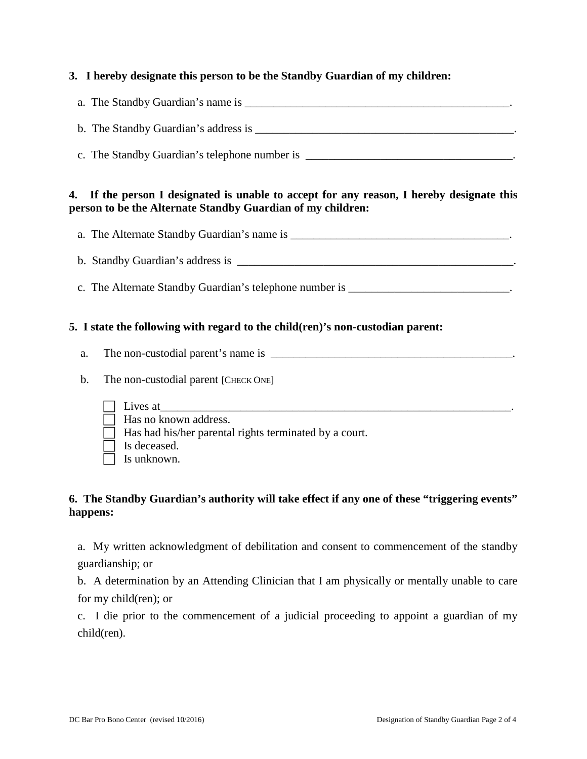**3. I hereby designate this person to be the Standby Guardian of my children:**

a. The Standby Guardian's name is ________________________________________________.

b. The Standby Guardian's address is ______________________________________________.

c. The Standby Guardian's telephone number is ____________________________________.

**4. If the person I designated is unable to accept for any reason, I hereby designate this person to be the Alternate Standby Guardian of my children:**

a. The Alternate Standby Guardian's name is _______________________________________.

b. Standby Guardian's address is _________________________________________________.

c. The Alternate Standby Guardian's telephone number is ____________________________.

**5. I state the following with regard to the child(ren)'s non-custodian parent:**

a. The non-custodial parent's name is ___________________________________________.

b. The non-custodial parent [CHECK ONE]

☐ Lives at_____________________________________________________________.
☐ Has no known address.
☐ Has had his/her parental rights terminated by a court.
☐ Is deceased.
☐ Is unknown.

**6. The Standby Guardian's authority will take effect if any one of these "triggering events" happens:**

a. My written acknowledgment of debilitation and consent to commencement of the standby guardianship; or

b. A determination by an Attending Clinician that I am physically or mentally unable to care for my child(ren); or

c. I die prior to the commencement of a judicial proceeding to appoint a guardian of my child(ren).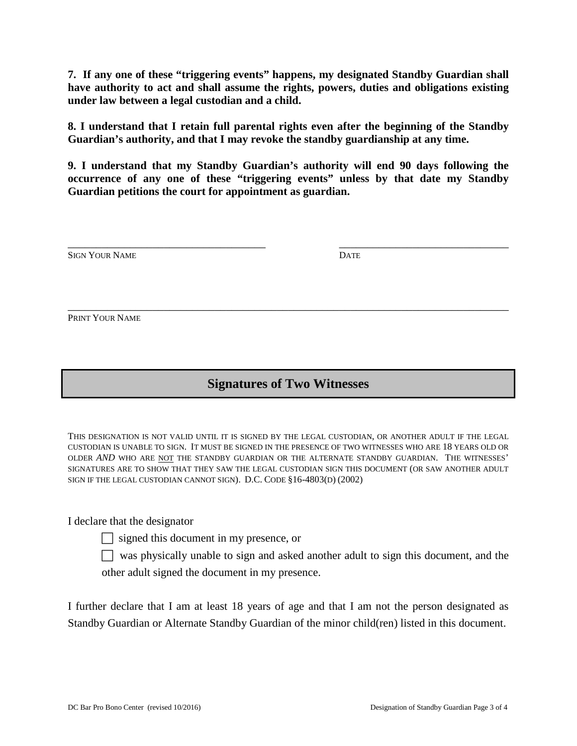**7. If any one of these "triggering events" happens, my designated Standby Guardian shall have authority to act and shall assume the rights, powers, duties and obligations existing under law between a legal custodian and a child.**

**8. I understand that I retain full parental rights even after the beginning of the Standby Guardian's authority, and that I may revoke the standby guardianship at any time.**

**9. I understand that my Standby Guardian's authority will end 90 days following the occurrence of any one of these "triggering events" unless by that date my Standby Guardian petitions the court for appointment as guardian.**

_______________________________________ &nbsp;&nbsp;&nbsp;&nbsp; _________________________________

SIGN YOUR NAME &nbsp;&nbsp;&nbsp;&nbsp; DATE

_____________________________________________________________________________

PRINT YOUR NAME

## Signatures of Two Witnesses

THIS DESIGNATION IS NOT VALID UNTIL IT IS SIGNED BY THE LEGAL CUSTODIAN, OR ANOTHER ADULT IF THE LEGAL CUSTODIAN IS UNABLE TO SIGN. IT MUST BE SIGNED IN THE PRESENCE OF TWO WITNESSES WHO ARE 18 YEARS OLD OR OLDER *AND* WHO ARE <u>NOT</u> THE STANDBY GUARDIAN OR THE ALTERNATE STANDBY GUARDIAN. THE WITNESSES' SIGNATURES ARE TO SHOW THAT THEY SAW THE LEGAL CUSTODIAN SIGN THIS DOCUMENT (OR SAW ANOTHER ADULT SIGN IF THE LEGAL CUSTODIAN CANNOT SIGN). D.C. CODE §16-4803(D) (2002)

I declare that the designator

- ☐ signed this document in my presence, or
- ☐ was physically unable to sign and asked another adult to sign this document, and the other adult signed the document in my presence.

I further declare that I am at least 18 years of age and that I am not the person designated as Standby Guardian or Alternate Standby Guardian of the minor child(ren) listed in this document.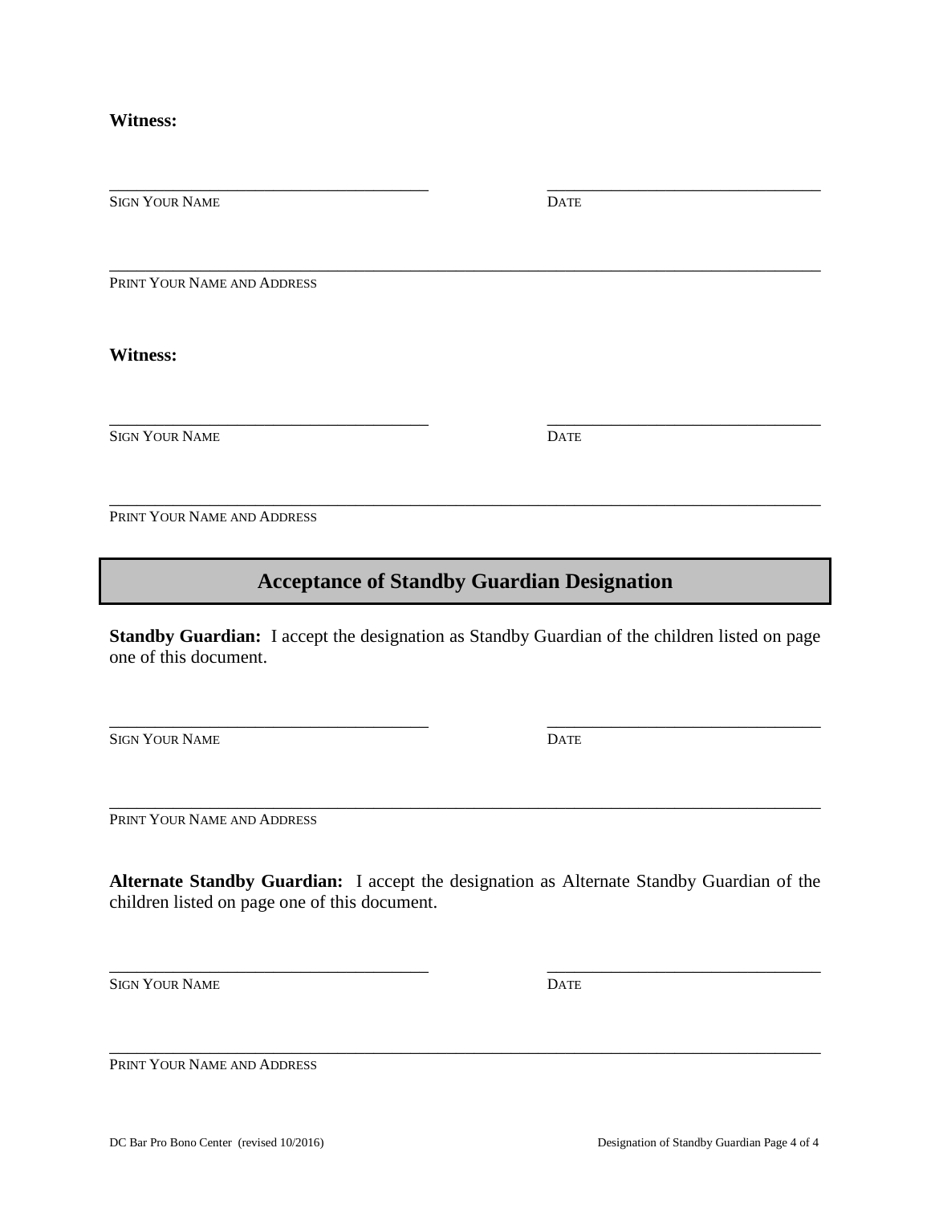**Witness:**

\_\_\_\_\_\_\_\_\_\_\_\_\_\_\_\_\_\_\_\_\_\_\_\_\_\_\_\_\_\_\_\_\_\_\_\_\_ \_\_\_\_\_\_\_\_\_\_\_\_\_\_\_\_\_\_\_\_\_\_\_\_\_\_\_\_\_\_\_\_

SIGN YOUR NAME DATE

\_\_\_\_\_\_\_\_\_\_\_\_\_\_\_\_\_\_\_\_\_\_\_\_\_\_\_\_\_\_\_\_\_\_\_\_\_\_\_\_\_\_\_\_\_\_\_\_\_\_\_\_\_\_\_\_\_\_\_\_\_\_\_\_\_\_\_\_\_\_\_\_\_\_\_\_\_\_\_

PRINT YOUR NAME AND ADDRESS

**Witness:**

\_\_\_\_\_\_\_\_\_\_\_\_\_\_\_\_\_\_\_\_\_\_\_\_\_\_\_\_\_\_\_\_\_\_\_\_\_ \_\_\_\_\_\_\_\_\_\_\_\_\_\_\_\_\_\_\_\_\_\_\_\_\_\_\_\_\_\_\_\_

SIGN YOUR NAME DATE

\_\_\_\_\_\_\_\_\_\_\_\_\_\_\_\_\_\_\_\_\_\_\_\_\_\_\_\_\_\_\_\_\_\_\_\_\_\_\_\_\_\_\_\_\_\_\_\_\_\_\_\_\_\_\_\_\_\_\_\_\_\_\_\_\_\_\_\_\_\_\_\_\_\_\_\_\_\_\_

PRINT YOUR NAME AND ADDRESS

## Acceptance of Standby Guardian Designation

**Standby Guardian:** I accept the designation as Standby Guardian of the children listed on page one of this document.

\_\_\_\_\_\_\_\_\_\_\_\_\_\_\_\_\_\_\_\_\_\_\_\_\_\_\_\_\_\_\_\_\_\_\_\_\_ \_\_\_\_\_\_\_\_\_\_\_\_\_\_\_\_\_\_\_\_\_\_\_\_\_\_\_\_\_\_\_\_

SIGN YOUR NAME DATE

\_\_\_\_\_\_\_\_\_\_\_\_\_\_\_\_\_\_\_\_\_\_\_\_\_\_\_\_\_\_\_\_\_\_\_\_\_\_\_\_\_\_\_\_\_\_\_\_\_\_\_\_\_\_\_\_\_\_\_\_\_\_\_\_\_\_\_\_\_\_\_\_\_\_\_\_\_\_\_

PRINT YOUR NAME AND ADDRESS

**Alternate Standby Guardian:** I accept the designation as Alternate Standby Guardian of the children listed on page one of this document.

\_\_\_\_\_\_\_\_\_\_\_\_\_\_\_\_\_\_\_\_\_\_\_\_\_\_\_\_\_\_\_\_\_\_\_\_\_ \_\_\_\_\_\_\_\_\_\_\_\_\_\_\_\_\_\_\_\_\_\_\_\_\_\_\_\_\_\_\_\_

SIGN YOUR NAME DATE

\_\_\_\_\_\_\_\_\_\_\_\_\_\_\_\_\_\_\_\_\_\_\_\_\_\_\_\_\_\_\_\_\_\_\_\_\_\_\_\_\_\_\_\_\_\_\_\_\_\_\_\_\_\_\_\_\_\_\_\_\_\_\_\_\_\_\_\_\_\_\_\_\_\_\_\_\_\_\_

PRINT YOUR NAME AND ADDRESS